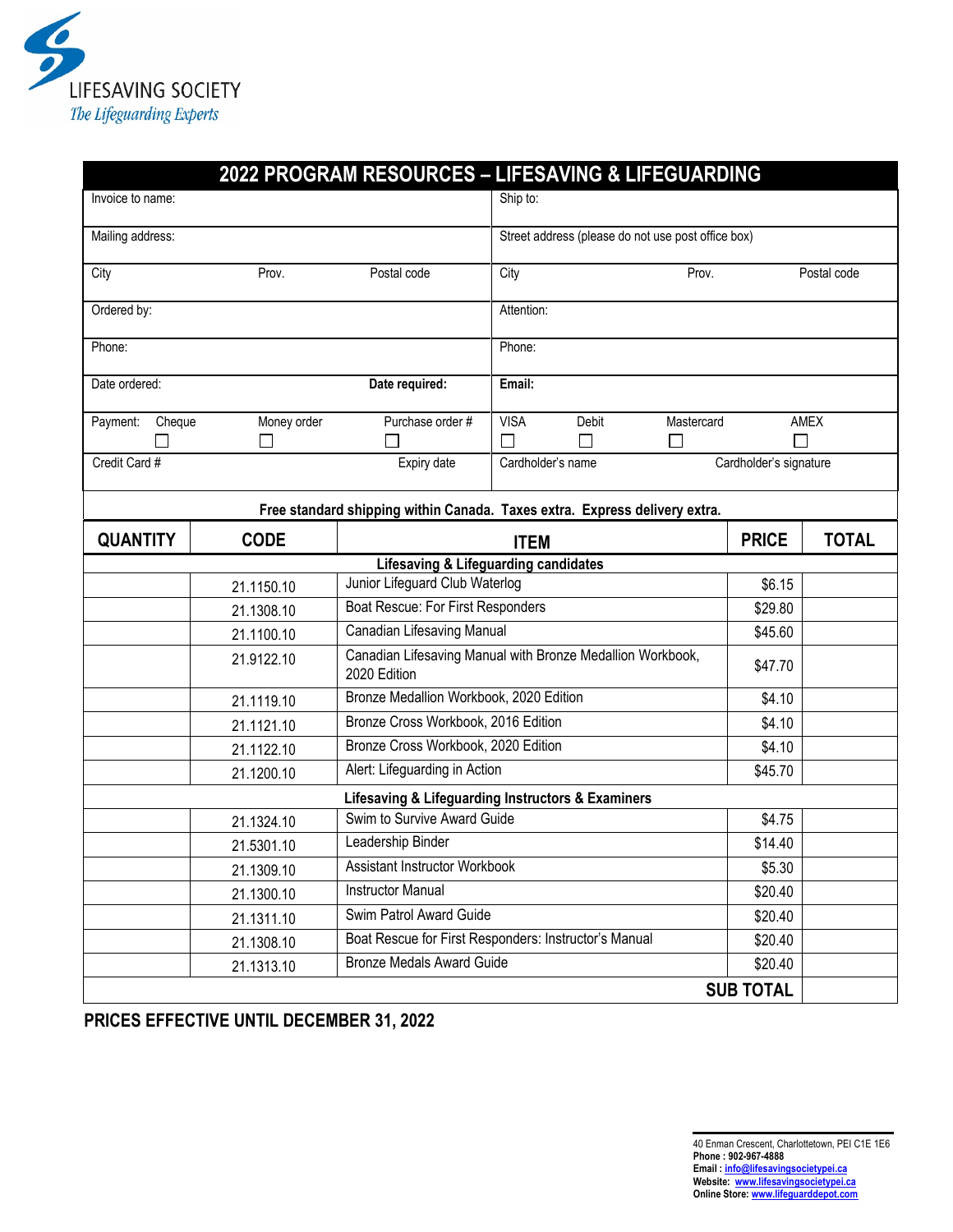LIFESAVING SOCIETY

*The Lifeguarding Experts*

# 2022 PROGRAM RESOURCES – LIFESAVING & LIFEGUARDING

| | |
|---|---|
| Invoice to name: | Ship to: |
| Mailing address: | Street address (please do not use post office box) |
| City Prov. Postal code | City Prov. Postal code |
| Ordered by: | Attention: |
| Phone: | Phone: |
| Date ordered: **Date required:** | **Email:** |
| Payment: Cheque ☐ Money order ☐ Purchase order # ☐ | VISA ☐ Debit ☐ Mastercard ☐ AMEX ☐ |
| Credit Card # Expiry date | Cardholder's name Cardholder's signature |

**Free standard shipping within Canada. Taxes extra. Express delivery extra.**

| QUANTITY | CODE | ITEM | PRICE | TOTAL |
|---|---|---|---|---|
| | | **Lifesaving & Lifeguarding candidates** | | |
| | 21.1150.10 | Junior Lifeguard Club Waterlog | $6.15 | |
| | 21.1308.10 | Boat Rescue: For First Responders | $29.80 | |
| | 21.1100.10 | Canadian Lifesaving Manual | $45.60 | |
| | 21.9122.10 | Canadian Lifesaving Manual with Bronze Medallion Workbook, 2020 Edition | $47.70 | |
| | 21.1119.10 | Bronze Medallion Workbook, 2020 Edition | $4.10 | |
| | 21.1121.10 | Bronze Cross Workbook, 2016 Edition | $4.10 | |
| | 21.1122.10 | Bronze Cross Workbook, 2020 Edition | $4.10 | |
| | 21.1200.10 | Alert: Lifeguarding in Action | $45.70 | |
| | | **Lifesaving & Lifeguarding Instructors & Examiners** | | |
| | 21.1324.10 | Swim to Survive Award Guide | $4.75 | |
| | 21.5301.10 | Leadership Binder | $14.40 | |
| | 21.1309.10 | Assistant Instructor Workbook | $5.30 | |
| | 21.1300.10 | Instructor Manual | $20.40 | |
| | 21.1311.10 | Swim Patrol Award Guide | $20.40 | |
| | 21.1308.10 | Boat Rescue for First Responders: Instructor's Manual | $20.40 | |
| | 21.1313.10 | Bronze Medals Award Guide | $20.40 | |
| | | | **SUB TOTAL** | |

**PRICES EFFECTIVE UNTIL DECEMBER 31, 2022**

40 Enman Crescent, Charlottetown, PEI C1E 1E6
**Phone : 902-967-4888**
**Email : info@lifesavingsocietypei.ca**
**Website: www.lifesavingsocietypei.ca**
**Online Store: www.lifeguarddepot.com**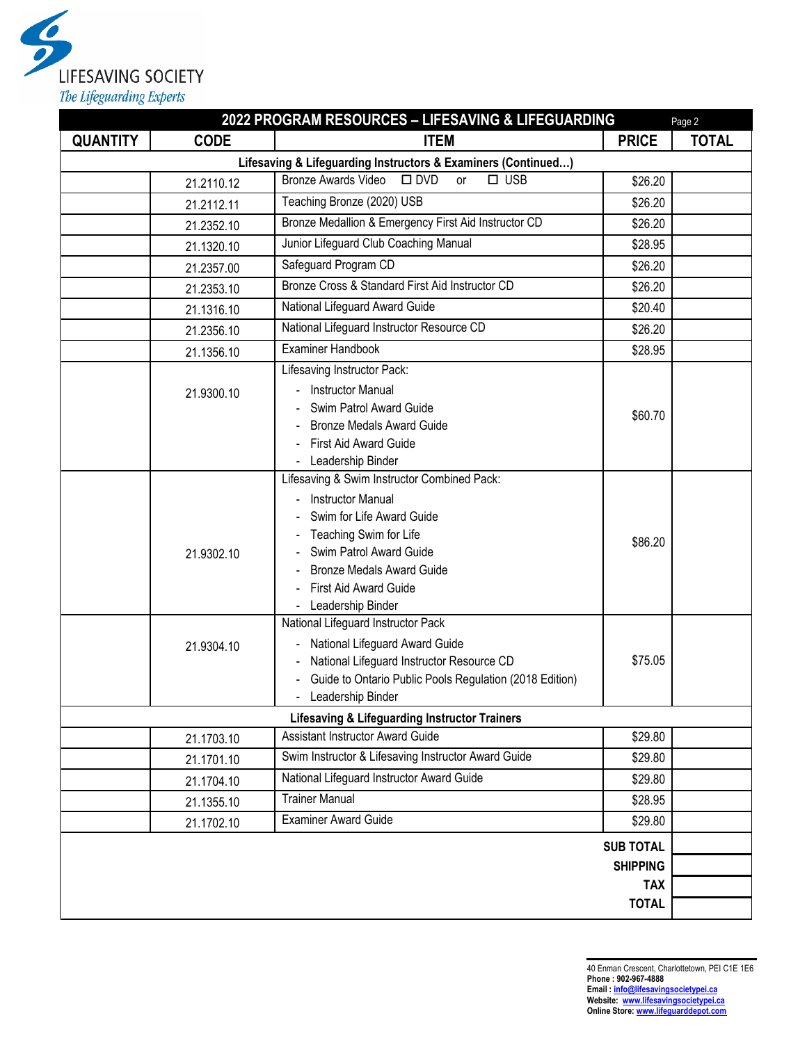LIFESAVING SOCIETY
*The Lifeguarding Experts*

# 2022 PROGRAM RESOURCES – LIFESAVING & LIFEGUARDING

| QUANTITY | CODE | ITEM | PRICE | TOTAL |
|---|---|---|---|---|
| | | **Lifesaving & Lifeguarding Instructors & Examiners (Continued…)** | | |
| | 21.2110.12 | Bronze Awards Video ☐ DVD or ☐ USB | $26.20 | |
| | 21.2112.11 | Teaching Bronze (2020) USB | $26.20 | |
| | 21.2352.10 | Bronze Medallion & Emergency First Aid Instructor CD | $26.20 | |
| | 21.1320.10 | Junior Lifeguard Club Coaching Manual | $28.95 | |
| | 21.2357.00 | Safeguard Program CD | $26.20 | |
| | 21.2353.10 | Bronze Cross & Standard First Aid Instructor CD | $26.20 | |
| | 21.1316.10 | National Lifeguard Award Guide | $20.40 | |
| | 21.2356.10 | National Lifeguard Instructor Resource CD | $26.20 | |
| | 21.1356.10 | Examiner Handbook | $28.95 | |
| | 21.9300.10 | Lifesaving Instructor Pack:<br>- Instructor Manual<br>- Swim Patrol Award Guide<br>- Bronze Medals Award Guide<br>- First Aid Award Guide<br>- Leadership Binder | $60.70 | |
| | 21.9302.10 | Lifesaving & Swim Instructor Combined Pack:<br>- Instructor Manual<br>- Swim for Life Award Guide<br>- Teaching Swim for Life<br>- Swim Patrol Award Guide<br>- Bronze Medals Award Guide<br>- First Aid Award Guide<br>- Leadership Binder | $86.20 | |
| | 21.9304.10 | National Lifeguard Instructor Pack<br>- National Lifeguard Award Guide<br>- National Lifeguard Instructor Resource CD<br>- Guide to Ontario Public Pools Regulation (2018 Edition)<br>- Leadership Binder | $75.05 | |
| | | **Lifesaving & Lifeguarding Instructor Trainers** | | |
| | 21.1703.10 | Assistant Instructor Award Guide | $29.80 | |
| | 21.1701.10 | Swim Instructor & Lifesaving Instructor Award Guide | $29.80 | |
| | 21.1704.10 | National Lifeguard Instructor Award Guide | $29.80 | |
| | 21.1355.10 | Trainer Manual | $28.95 | |
| | 21.1702.10 | Examiner Award Guide | $29.80 | |
| | | | **SUB TOTAL** | |
| | | | **SHIPPING** | |
| | | | **TAX** | |
| | | | **TOTAL** | |

40 Enman Crescent, Charlottetown, PEI C1E 1E6
**Phone : 902-967-4888**
**Email : info@lifesavingsocietypei.ca**
**Website: www.lifesavingsocietypei.ca**
**Online Store: www.lifeguarddepot.com**